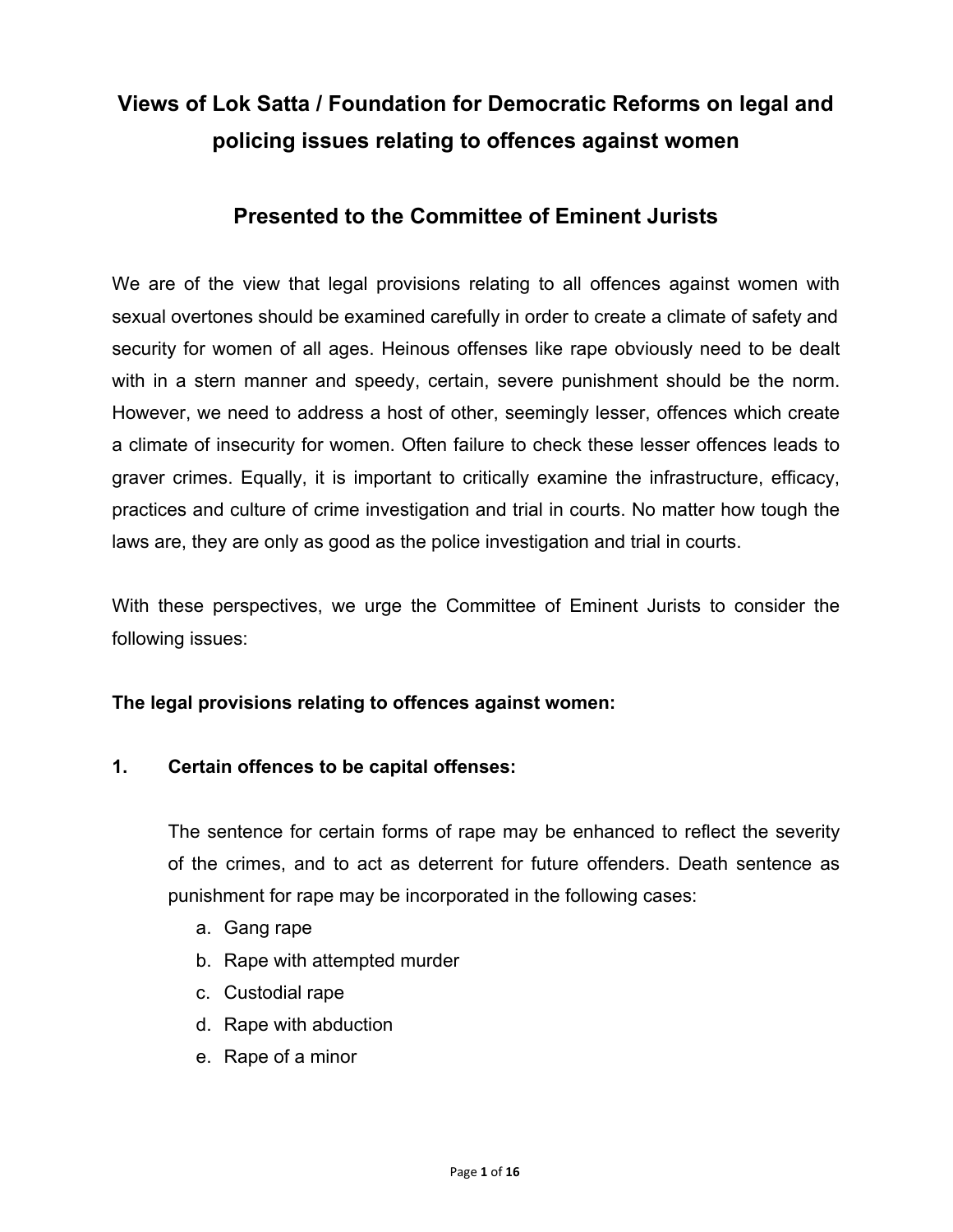# Views of Lok Satta / Foundation for Democratic Reforms on legal and policing issues relating to offences against women

## Presented to the Committee of Eminent Jurists

We are of the view that legal provisions relating to all offences against women with sexual overtones should be examined carefully in order to create a climate of safety and security for women of all ages. Heinous offenses like rape obviously need to be dealt with in a stern manner and speedy, certain, severe punishment should be the norm. However, we need to address a host of other, seemingly lesser, offences which create a climate of insecurity for women. Often failure to check these lesser offences leads to graver crimes. Equally, it is important to critically examine the infrastructure, efficacy, practices and culture of crime investigation and trial in courts. No matter how tough the laws are, they are only as good as the police investigation and trial in courts.

With these perspectives, we urge the Committee of Eminent Jurists to consider the following issues:

**The legal provisions relating to offences against women:**

**1. Certain offences to be capital offenses:**

The sentence for certain forms of rape may be enhanced to reflect the severity of the crimes, and to act as deterrent for future offenders. Death sentence as punishment for rape may be incorporated in the following cases:

a. Gang rape
b. Rape with attempted murder
c. Custodial rape
d. Rape with abduction
e. Rape of a minor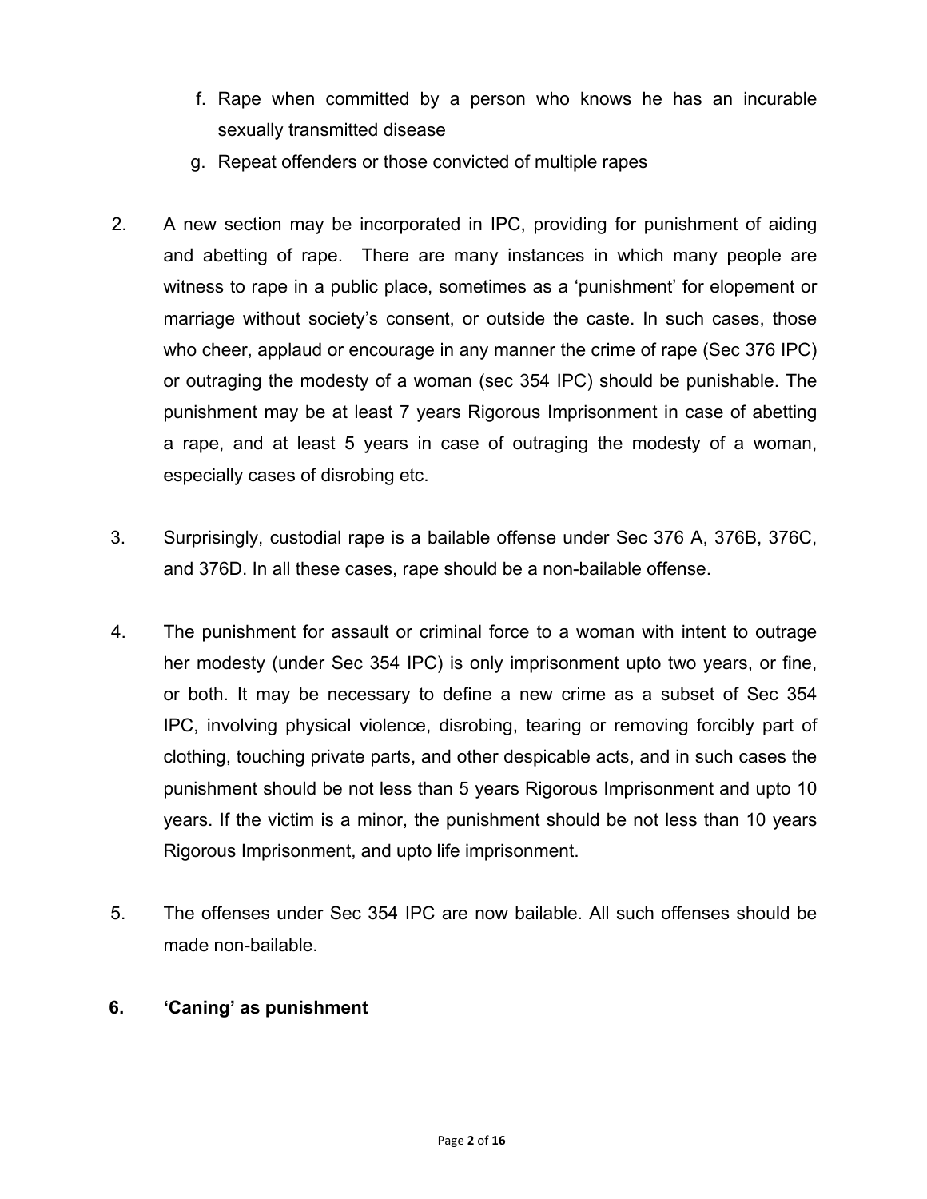f. Rape when committed by a person who knows he has an incurable sexually transmitted disease
g. Repeat offenders or those convicted of multiple rapes

2. A new section may be incorporated in IPC, providing for punishment of aiding and abetting of rape. There are many instances in which many people are witness to rape in a public place, sometimes as a 'punishment' for elopement or marriage without society's consent, or outside the caste. In such cases, those who cheer, applaud or encourage in any manner the crime of rape (Sec 376 IPC) or outraging the modesty of a woman (sec 354 IPC) should be punishable. The punishment may be at least 7 years Rigorous Imprisonment in case of abetting a rape, and at least 5 years in case of outraging the modesty of a woman, especially cases of disrobing etc.

3. Surprisingly, custodial rape is a bailable offense under Sec 376 A, 376B, 376C, and 376D. In all these cases, rape should be a non-bailable offense.

4. The punishment for assault or criminal force to a woman with intent to outrage her modesty (under Sec 354 IPC) is only imprisonment upto two years, or fine, or both. It may be necessary to define a new crime as a subset of Sec 354 IPC, involving physical violence, disrobing, tearing or removing forcibly part of clothing, touching private parts, and other despicable acts, and in such cases the punishment should be not less than 5 years Rigorous Imprisonment and upto 10 years. If the victim is a minor, the punishment should be not less than 10 years Rigorous Imprisonment, and upto life imprisonment.

5. The offenses under Sec 354 IPC are now bailable. All such offenses should be made non-bailable.

**6. 'Caning' as punishment**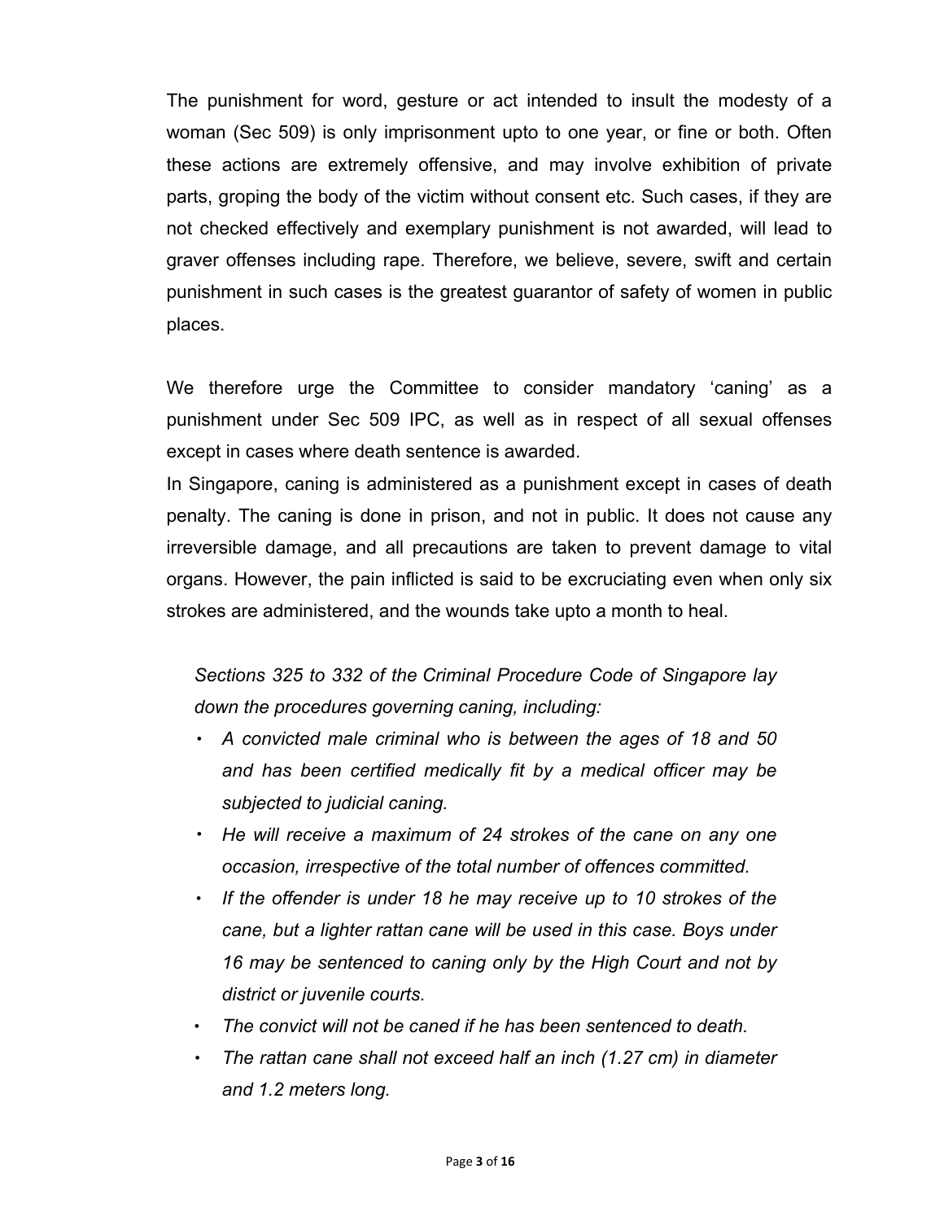The punishment for word, gesture or act intended to insult the modesty of a woman (Sec 509) is only imprisonment upto to one year, or fine or both. Often these actions are extremely offensive, and may involve exhibition of private parts, groping the body of the victim without consent etc. Such cases, if they are not checked effectively and exemplary punishment is not awarded, will lead to graver offenses including rape. Therefore, we believe, severe, swift and certain punishment in such cases is the greatest guarantor of safety of women in public places.

We therefore urge the Committee to consider mandatory 'caning' as a punishment under Sec 509 IPC, as well as in respect of all sexual offenses except in cases where death sentence is awarded.

In Singapore, caning is administered as a punishment except in cases of death penalty. The caning is done in prison, and not in public. It does not cause any irreversible damage, and all precautions are taken to prevent damage to vital organs. However, the pain inflicted is said to be excruciating even when only six strokes are administered, and the wounds take upto a month to heal.

*Sections 325 to 332 of the Criminal Procedure Code of Singapore lay down the procedures governing caning, including:*

- *A convicted male criminal who is between the ages of 18 and 50 and has been certified medically fit by a medical officer may be subjected to judicial caning.*
- *He will receive a maximum of 24 strokes of the cane on any one occasion, irrespective of the total number of offences committed.*
- *If the offender is under 18 he may receive up to 10 strokes of the cane, but a lighter rattan cane will be used in this case. Boys under 16 may be sentenced to caning only by the High Court and not by district or juvenile courts.*
- *The convict will not be caned if he has been sentenced to death.*
- *The rattan cane shall not exceed half an inch (1.27 cm) in diameter and 1.2 meters long.*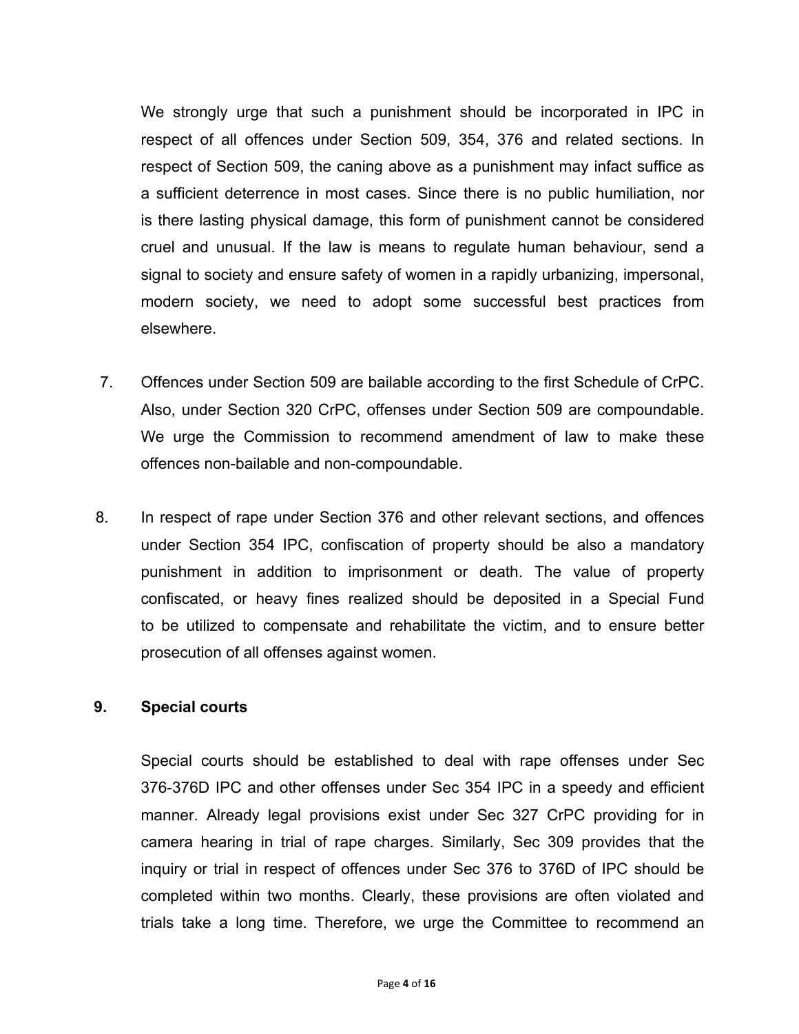We strongly urge that such a punishment should be incorporated in IPC in respect of all offences under Section 509, 354, 376 and related sections. In respect of Section 509, the caning above as a punishment may infact suffice as a sufficient deterrence in most cases. Since there is no public humiliation, nor is there lasting physical damage, this form of punishment cannot be considered cruel and unusual. If the law is means to regulate human behaviour, send a signal to society and ensure safety of women in a rapidly urbanizing, impersonal, modern society, we need to adopt some successful best practices from elsewhere.

7. Offences under Section 509 are bailable according to the first Schedule of CrPC. Also, under Section 320 CrPC, offenses under Section 509 are compoundable. We urge the Commission to recommend amendment of law to make these offences non-bailable and non-compoundable.

8. In respect of rape under Section 376 and other relevant sections, and offences under Section 354 IPC, confiscation of property should be also a mandatory punishment in addition to imprisonment or death. The value of property confiscated, or heavy fines realized should be deposited in a Special Fund to be utilized to compensate and rehabilitate the victim, and to ensure better prosecution of all offenses against women.

**9. Special courts**

Special courts should be established to deal with rape offenses under Sec 376-376D IPC and other offenses under Sec 354 IPC in a speedy and efficient manner. Already legal provisions exist under Sec 327 CrPC providing for in camera hearing in trial of rape charges. Similarly, Sec 309 provides that the inquiry or trial in respect of offences under Sec 376 to 376D of IPC should be completed within two months. Clearly, these provisions are often violated and trials take a long time. Therefore, we urge the Committee to recommend an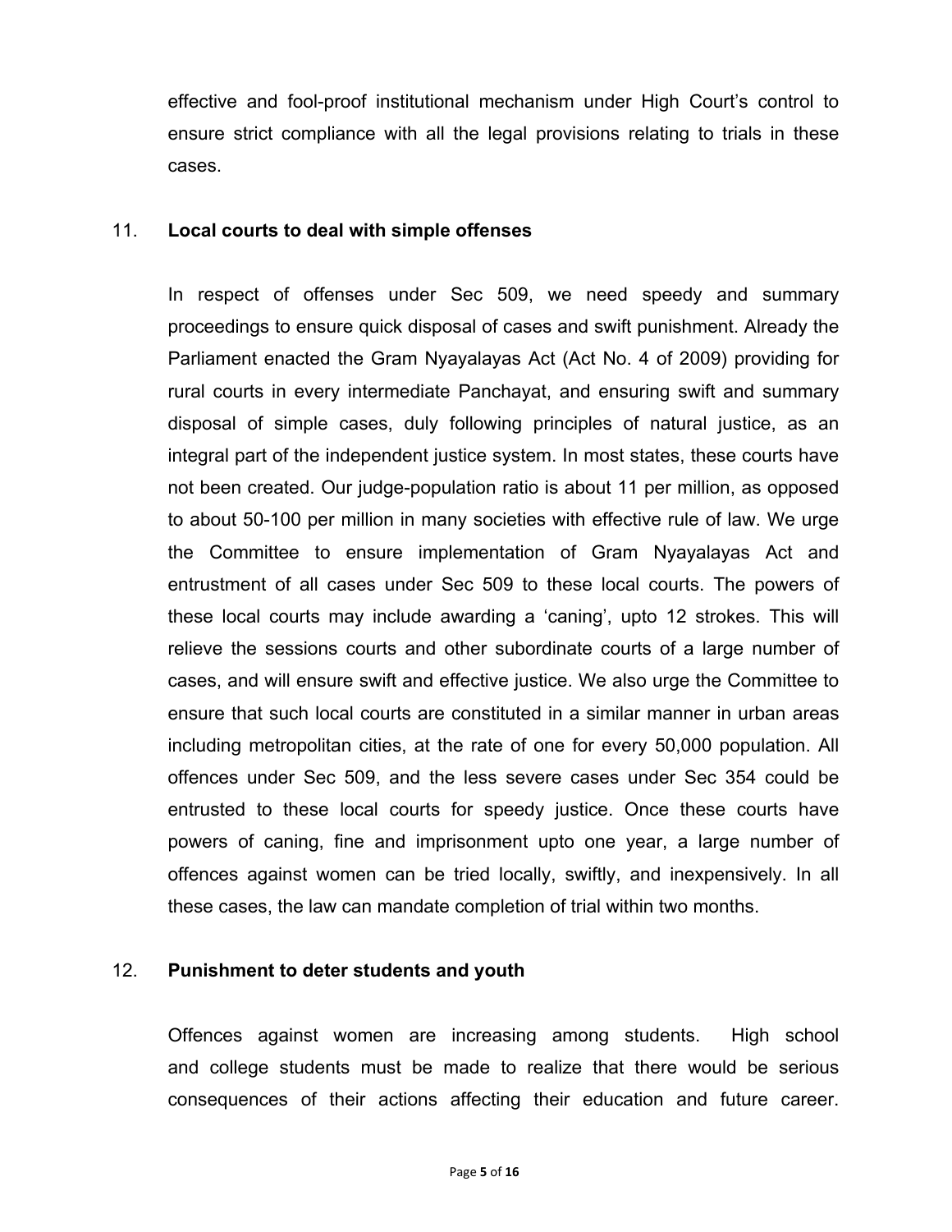effective and fool-proof institutional mechanism under High Court's control to ensure strict compliance with all the legal provisions relating to trials in these cases.

11. **Local courts to deal with simple offenses**

In respect of offenses under Sec 509, we need speedy and summary proceedings to ensure quick disposal of cases and swift punishment. Already the Parliament enacted the Gram Nyayalayas Act (Act No. 4 of 2009) providing for rural courts in every intermediate Panchayat, and ensuring swift and summary disposal of simple cases, duly following principles of natural justice, as an integral part of the independent justice system. In most states, these courts have not been created. Our judge-population ratio is about 11 per million, as opposed to about 50-100 per million in many societies with effective rule of law. We urge the Committee to ensure implementation of Gram Nyayalayas Act and entrustment of all cases under Sec 509 to these local courts. The powers of these local courts may include awarding a 'caning', upto 12 strokes. This will relieve the sessions courts and other subordinate courts of a large number of cases, and will ensure swift and effective justice. We also urge the Committee to ensure that such local courts are constituted in a similar manner in urban areas including metropolitan cities, at the rate of one for every 50,000 population. All offences under Sec 509, and the less severe cases under Sec 354 could be entrusted to these local courts for speedy justice. Once these courts have powers of caning, fine and imprisonment upto one year, a large number of offences against women can be tried locally, swiftly, and inexpensively. In all these cases, the law can mandate completion of trial within two months.

12. **Punishment to deter students and youth**

Offences against women are increasing among students. High school and college students must be made to realize that there would be serious consequences of their actions affecting their education and future career.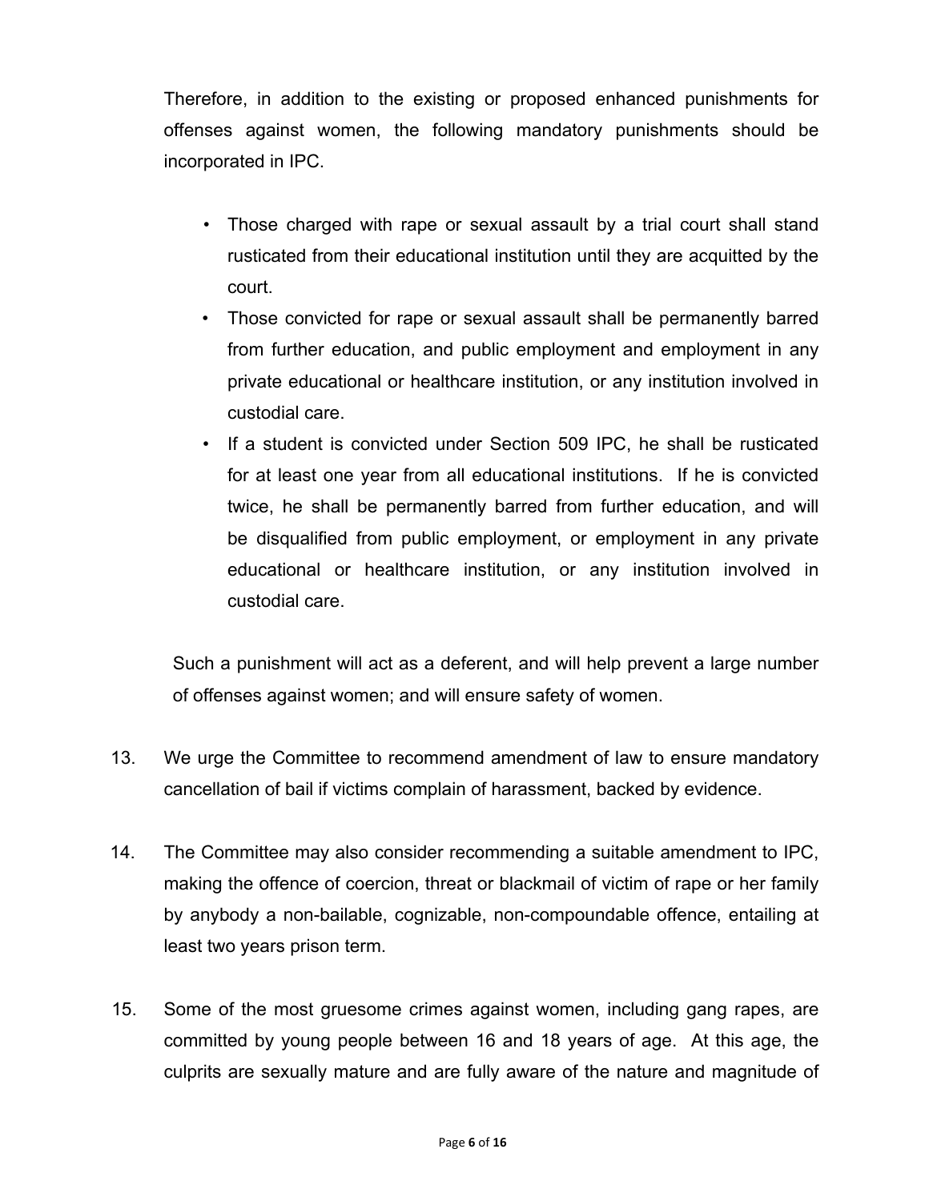Therefore, in addition to the existing or proposed enhanced punishments for offenses against women, the following mandatory punishments should be incorporated in IPC.

- Those charged with rape or sexual assault by a trial court shall stand rusticated from their educational institution until they are acquitted by the court.
- Those convicted for rape or sexual assault shall be permanently barred from further education, and public employment and employment in any private educational or healthcare institution, or any institution involved in custodial care.
- If a student is convicted under Section 509 IPC, he shall be rusticated for at least one year from all educational institutions. If he is convicted twice, he shall be permanently barred from further education, and will be disqualified from public employment, or employment in any private educational or healthcare institution, or any institution involved in custodial care.

Such a punishment will act as a deferent, and will help prevent a large number of offenses against women; and will ensure safety of women.

13. We urge the Committee to recommend amendment of law to ensure mandatory cancellation of bail if victims complain of harassment, backed by evidence.

14. The Committee may also consider recommending a suitable amendment to IPC, making the offence of coercion, threat or blackmail of victim of rape or her family by anybody a non-bailable, cognizable, non-compoundable offence, entailing at least two years prison term.

15. Some of the most gruesome crimes against women, including gang rapes, are committed by young people between 16 and 18 years of age. At this age, the culprits are sexually mature and are fully aware of the nature and magnitude of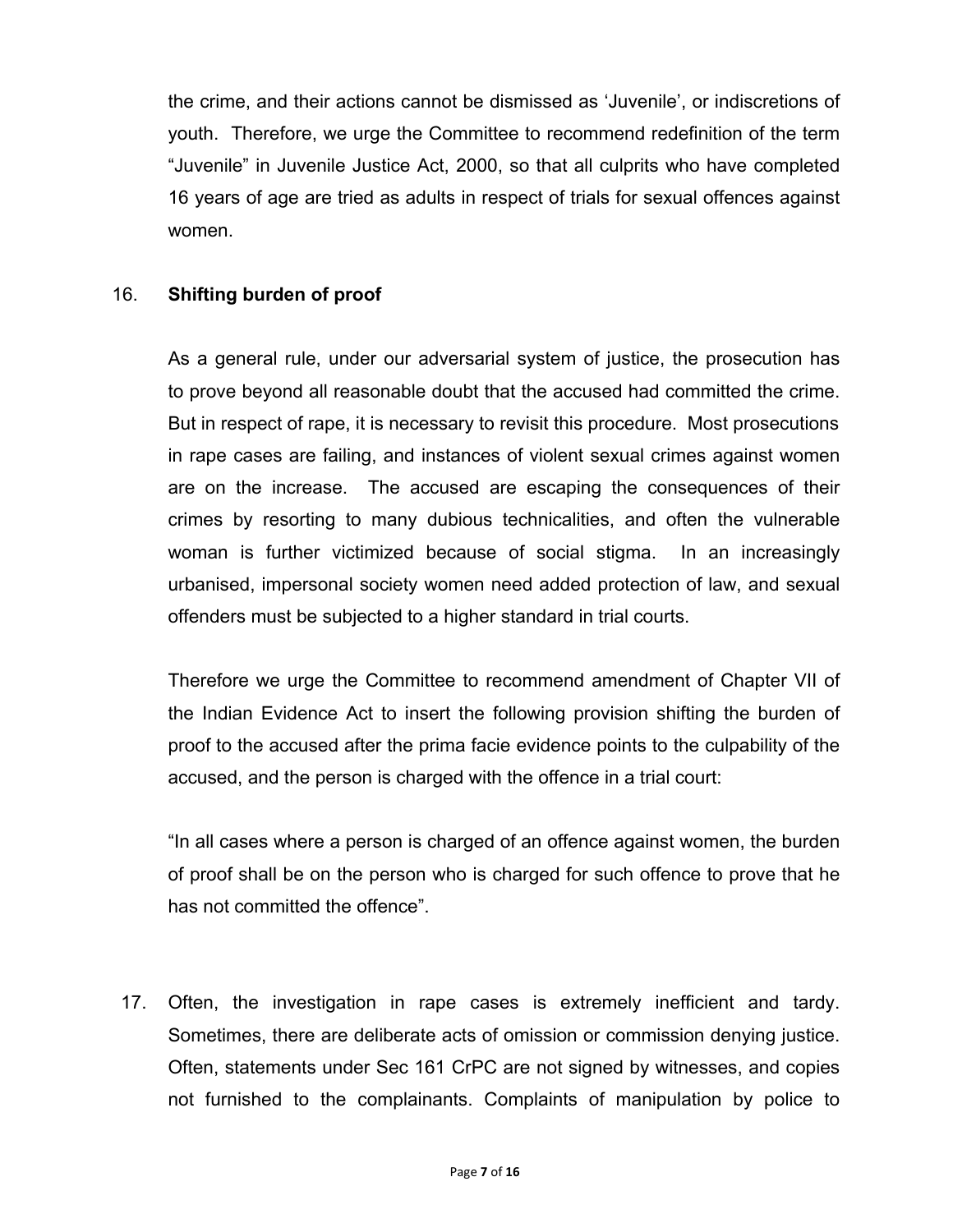the crime, and their actions cannot be dismissed as 'Juvenile', or indiscretions of youth. Therefore, we urge the Committee to recommend redefinition of the term "Juvenile" in Juvenile Justice Act, 2000, so that all culprits who have completed 16 years of age are tried as adults in respect of trials for sexual offences against women.

16. **Shifting burden of proof**

As a general rule, under our adversarial system of justice, the prosecution has to prove beyond all reasonable doubt that the accused had committed the crime. But in respect of rape, it is necessary to revisit this procedure. Most prosecutions in rape cases are failing, and instances of violent sexual crimes against women are on the increase. The accused are escaping the consequences of their crimes by resorting to many dubious technicalities, and often the vulnerable woman is further victimized because of social stigma. In an increasingly urbanised, impersonal society women need added protection of law, and sexual offenders must be subjected to a higher standard in trial courts.

Therefore we urge the Committee to recommend amendment of Chapter VII of the Indian Evidence Act to insert the following provision shifting the burden of proof to the accused after the prima facie evidence points to the culpability of the accused, and the person is charged with the offence in a trial court:

"In all cases where a person is charged of an offence against women, the burden of proof shall be on the person who is charged for such offence to prove that he has not committed the offence".

17. Often, the investigation in rape cases is extremely inefficient and tardy. Sometimes, there are deliberate acts of omission or commission denying justice. Often, statements under Sec 161 CrPC are not signed by witnesses, and copies not furnished to the complainants. Complaints of manipulation by police to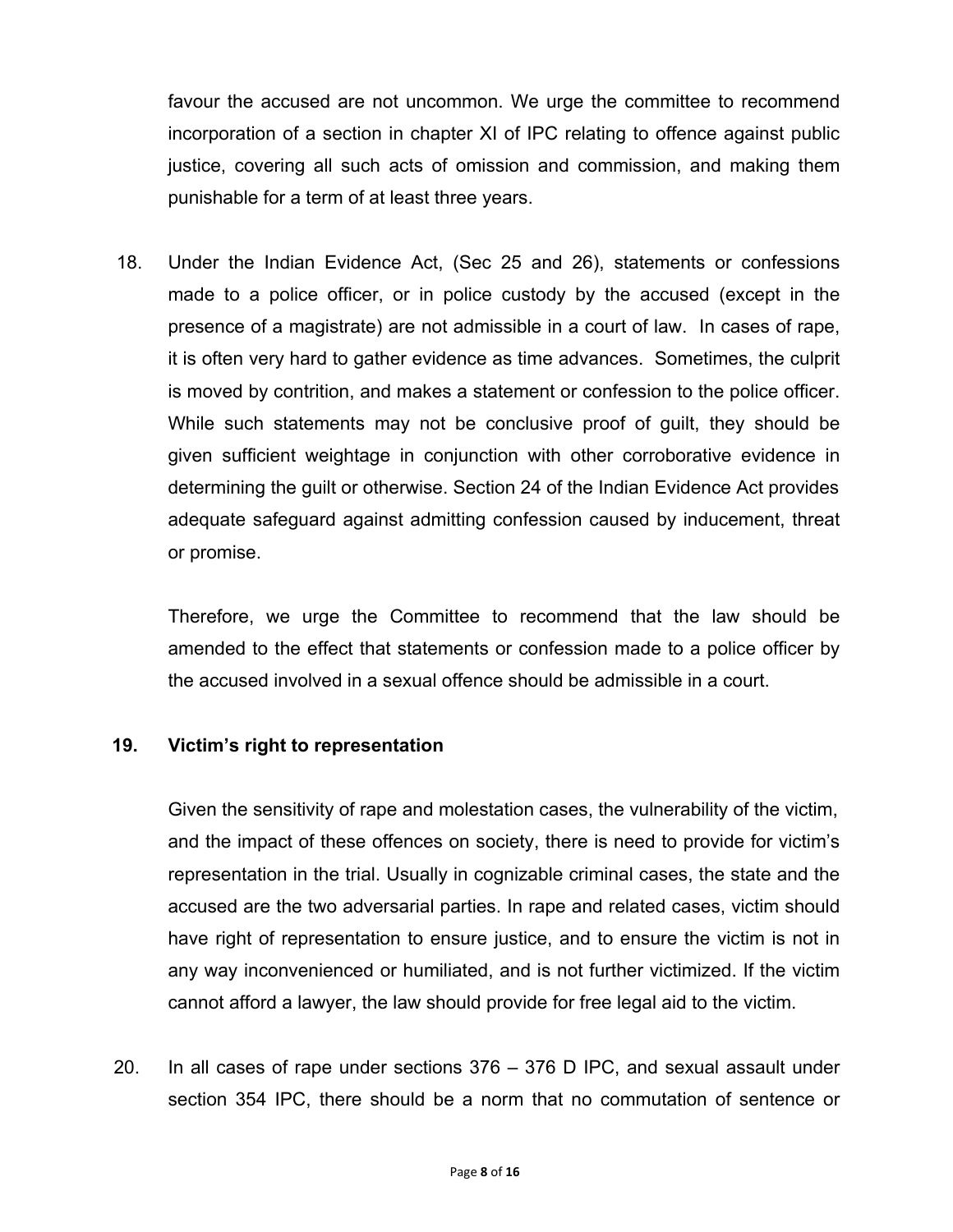favour the accused are not uncommon. We urge the committee to recommend incorporation of a section in chapter XI of IPC relating to offence against public justice, covering all such acts of omission and commission, and making them punishable for a term of at least three years.

18. Under the Indian Evidence Act, (Sec 25 and 26), statements or confessions made to a police officer, or in police custody by the accused (except in the presence of a magistrate) are not admissible in a court of law. In cases of rape, it is often very hard to gather evidence as time advances. Sometimes, the culprit is moved by contrition, and makes a statement or confession to the police officer. While such statements may not be conclusive proof of guilt, they should be given sufficient weightage in conjunction with other corroborative evidence in determining the guilt or otherwise. Section 24 of the Indian Evidence Act provides adequate safeguard against admitting confession caused by inducement, threat or promise.

    Therefore, we urge the Committee to recommend that the law should be amended to the effect that statements or confession made to a police officer by the accused involved in a sexual offence should be admissible in a court.

**19. Victim's right to representation**

Given the sensitivity of rape and molestation cases, the vulnerability of the victim, and the impact of these offences on society, there is need to provide for victim's representation in the trial. Usually in cognizable criminal cases, the state and the accused are the two adversarial parties. In rape and related cases, victim should have right of representation to ensure justice, and to ensure the victim is not in any way inconvenienced or humiliated, and is not further victimized. If the victim cannot afford a lawyer, the law should provide for free legal aid to the victim.

20. In all cases of rape under sections 376 – 376 D IPC, and sexual assault under section 354 IPC, there should be a norm that no commutation of sentence or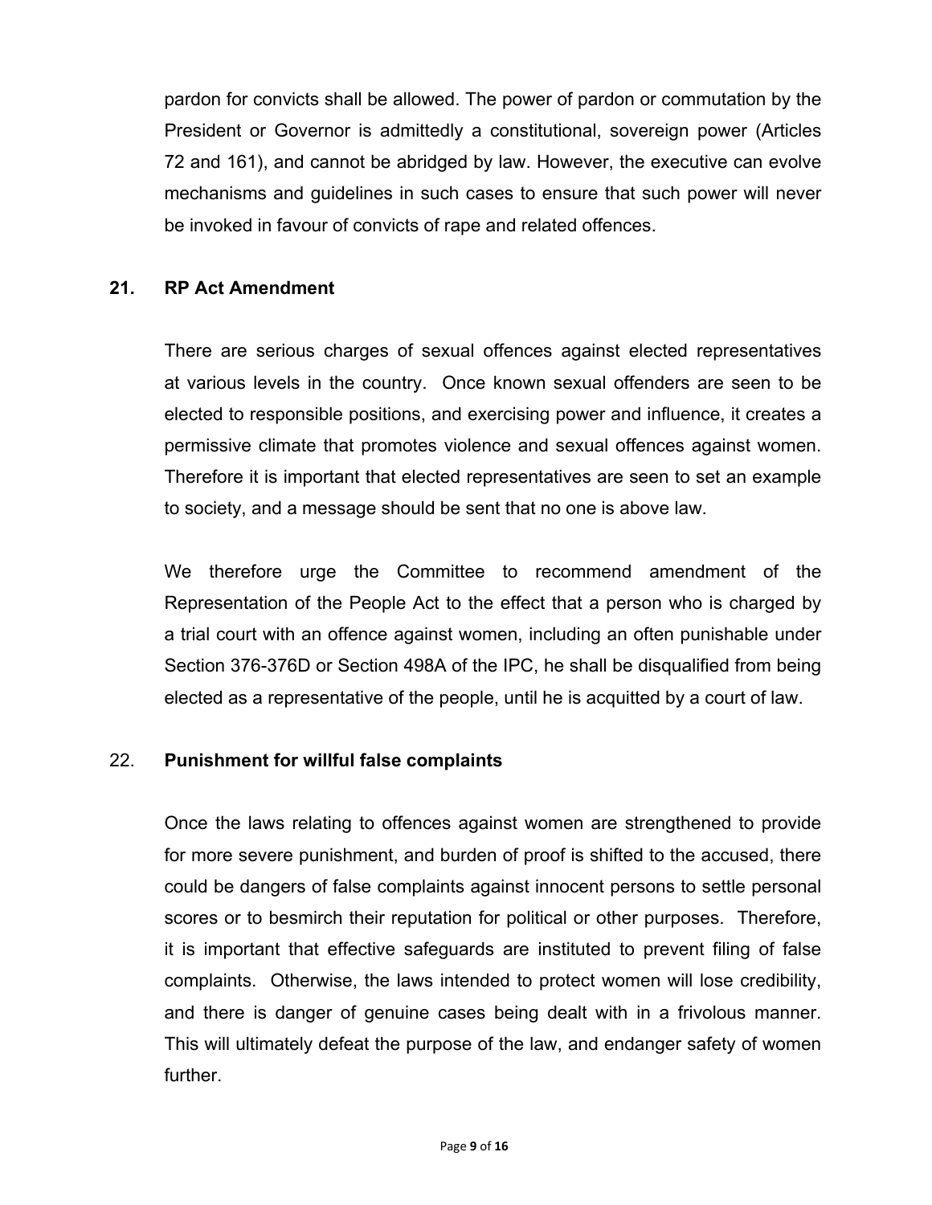pardon for convicts shall be allowed. The power of pardon or commutation by the President or Governor is admittedly a constitutional, sovereign power (Articles 72 and 161), and cannot be abridged by law. However, the executive can evolve mechanisms and guidelines in such cases to ensure that such power will never be invoked in favour of convicts of rape and related offences.

**21. RP Act Amendment**

There are serious charges of sexual offences against elected representatives at various levels in the country. Once known sexual offenders are seen to be elected to responsible positions, and exercising power and influence, it creates a permissive climate that promotes violence and sexual offences against women. Therefore it is important that elected representatives are seen to set an example to society, and a message should be sent that no one is above law.

We therefore urge the Committee to recommend amendment of the Representation of the People Act to the effect that a person who is charged by a trial court with an offence against women, including an often punishable under Section 376-376D or Section 498A of the IPC, he shall be disqualified from being elected as a representative of the people, until he is acquitted by a court of law.

22. **Punishment for willful false complaints**

Once the laws relating to offences against women are strengthened to provide for more severe punishment, and burden of proof is shifted to the accused, there could be dangers of false complaints against innocent persons to settle personal scores or to besmirch their reputation for political or other purposes. Therefore, it is important that effective safeguards are instituted to prevent filing of false complaints. Otherwise, the laws intended to protect women will lose credibility, and there is danger of genuine cases being dealt with in a frivolous manner. This will ultimately defeat the purpose of the law, and endanger safety of women further.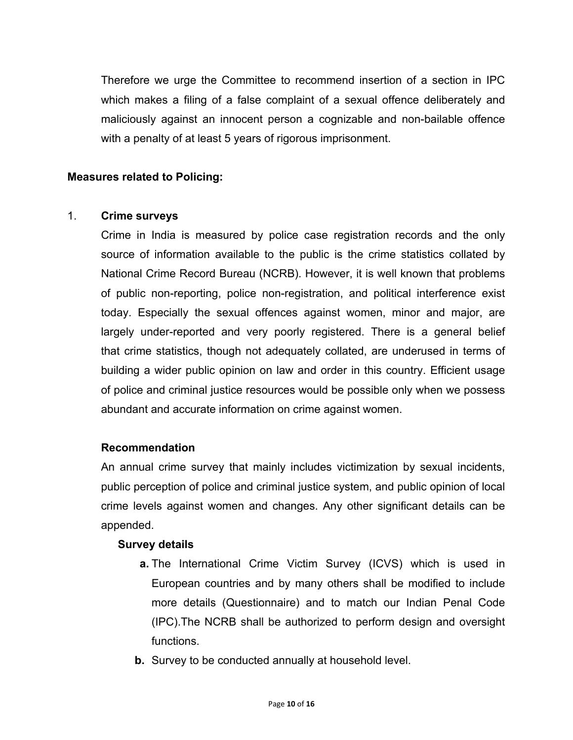Therefore we urge the Committee to recommend insertion of a section in IPC which makes a filing of a false complaint of a sexual offence deliberately and maliciously against an innocent person a cognizable and non-bailable offence with a penalty of at least 5 years of rigorous imprisonment.

**Measures related to Policing:**

1. **Crime surveys**

   Crime in India is measured by police case registration records and the only source of information available to the public is the crime statistics collated by National Crime Record Bureau (NCRB). However, it is well known that problems of public non-reporting, police non-registration, and political interference exist today. Especially the sexual offences against women, minor and major, are largely under-reported and very poorly registered. There is a general belief that crime statistics, though not adequately collated, are underused in terms of building a wider public opinion on law and order in this country. Efficient usage of police and criminal justice resources would be possible only when we possess abundant and accurate information on crime against women.

   **Recommendation**

   An annual crime survey that mainly includes victimization by sexual incidents, public perception of police and criminal justice system, and public opinion of local crime levels against women and changes. Any other significant details can be appended.

   **Survey details**

   **a.** The International Crime Victim Survey (ICVS) which is used in European countries and by many others shall be modified to include more details (Questionnaire) and to match our Indian Penal Code (IPC).The NCRB shall be authorized to perform design and oversight functions.

   **b.** Survey to be conducted annually at household level.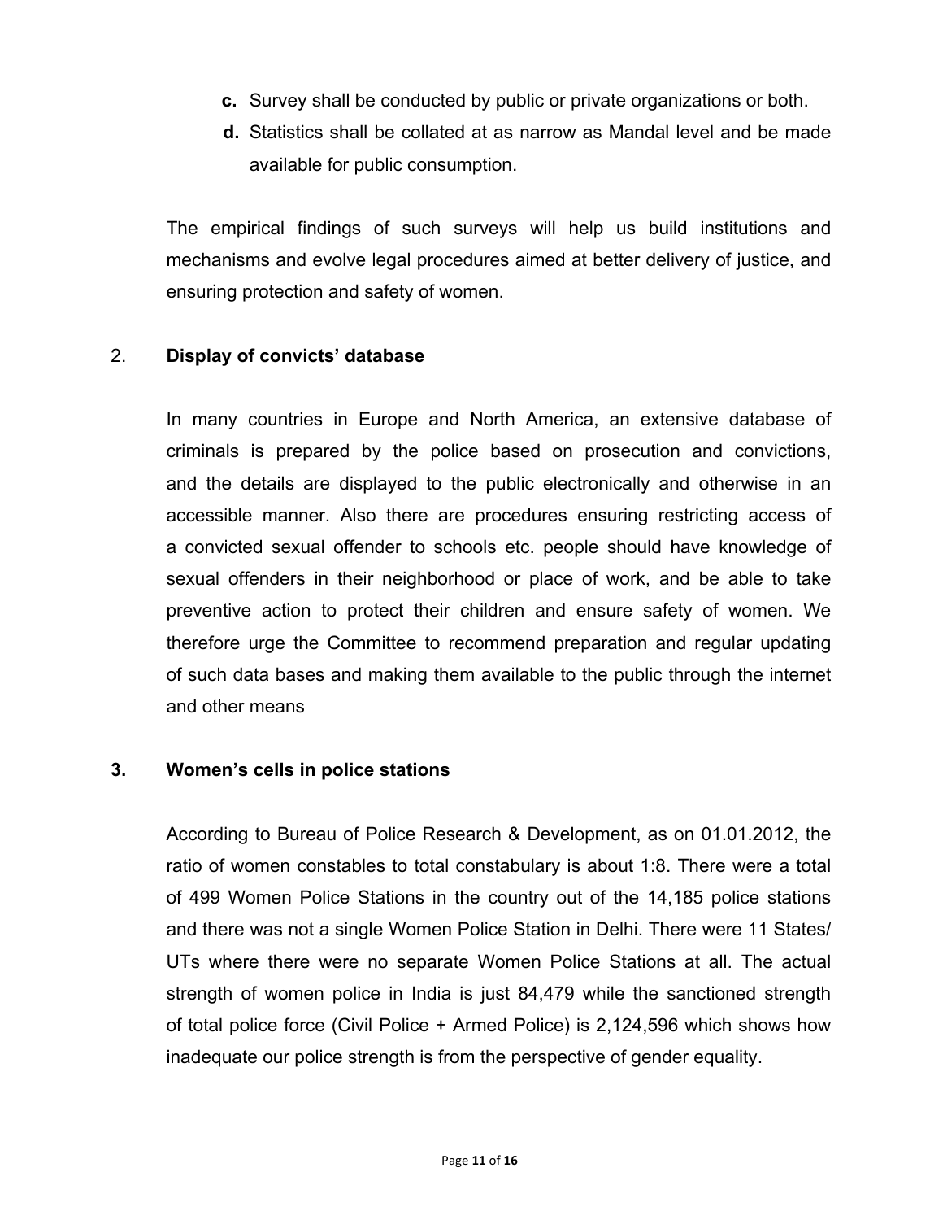**c.** Survey shall be conducted by public or private organizations or both.

**d.** Statistics shall be collated at as narrow as Mandal level and be made available for public consumption.

The empirical findings of such surveys will help us build institutions and mechanisms and evolve legal procedures aimed at better delivery of justice, and ensuring protection and safety of women.

2. **Display of convicts' database**

In many countries in Europe and North America, an extensive database of criminals is prepared by the police based on prosecution and convictions, and the details are displayed to the public electronically and otherwise in an accessible manner. Also there are procedures ensuring restricting access of a convicted sexual offender to schools etc. people should have knowledge of sexual offenders in their neighborhood or place of work, and be able to take preventive action to protect their children and ensure safety of women. We therefore urge the Committee to recommend preparation and regular updating of such data bases and making them available to the public through the internet and other means

**3. Women's cells in police stations**

According to Bureau of Police Research & Development, as on 01.01.2012, the ratio of women constables to total constabulary is about 1:8. There were a total of 499 Women Police Stations in the country out of the 14,185 police stations and there was not a single Women Police Station in Delhi. There were 11 States/ UTs where there were no separate Women Police Stations at all. The actual strength of women police in India is just 84,479 while the sanctioned strength of total police force (Civil Police + Armed Police) is 2,124,596 which shows how inadequate our police strength is from the perspective of gender equality.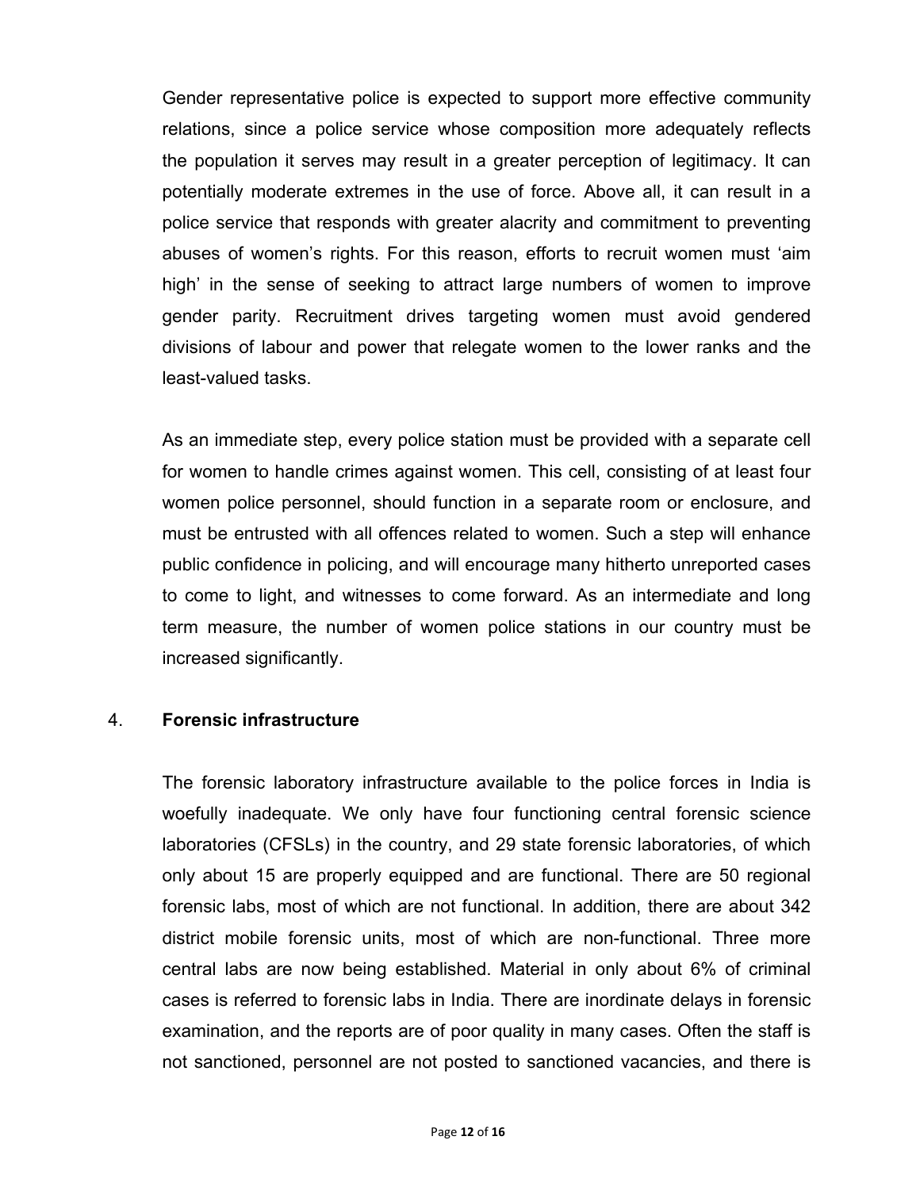Gender representative police is expected to support more effective community relations, since a police service whose composition more adequately reflects the population it serves may result in a greater perception of legitimacy. It can potentially moderate extremes in the use of force. Above all, it can result in a police service that responds with greater alacrity and commitment to preventing abuses of women's rights. For this reason, efforts to recruit women must 'aim high' in the sense of seeking to attract large numbers of women to improve gender parity. Recruitment drives targeting women must avoid gendered divisions of labour and power that relegate women to the lower ranks and the least-valued tasks.

As an immediate step, every police station must be provided with a separate cell for women to handle crimes against women. This cell, consisting of at least four women police personnel, should function in a separate room or enclosure, and must be entrusted with all offences related to women. Such a step will enhance public confidence in policing, and will encourage many hitherto unreported cases to come to light, and witnesses to come forward. As an intermediate and long term measure, the number of women police stations in our country must be increased significantly.

4. **Forensic infrastructure**

The forensic laboratory infrastructure available to the police forces in India is woefully inadequate. We only have four functioning central forensic science laboratories (CFSLs) in the country, and 29 state forensic laboratories, of which only about 15 are properly equipped and are functional. There are 50 regional forensic labs, most of which are not functional. In addition, there are about 342 district mobile forensic units, most of which are non-functional. Three more central labs are now being established. Material in only about 6% of criminal cases is referred to forensic labs in India. There are inordinate delays in forensic examination, and the reports are of poor quality in many cases. Often the staff is not sanctioned, personnel are not posted to sanctioned vacancies, and there is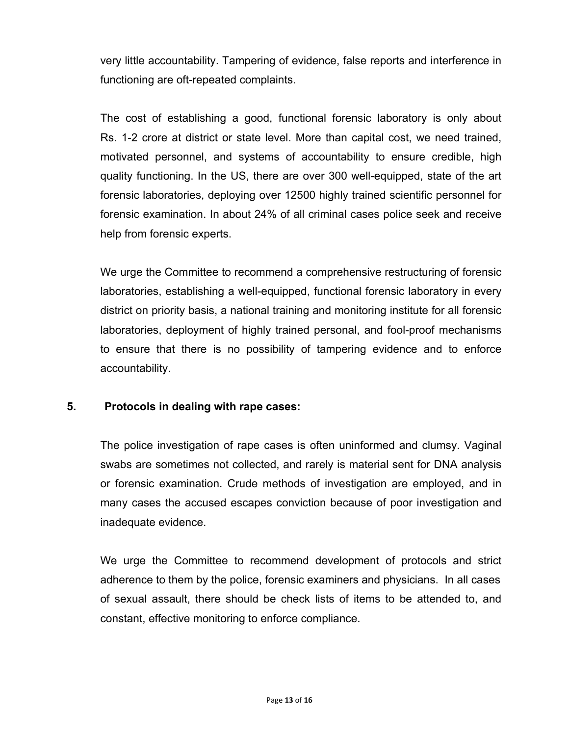very little accountability. Tampering of evidence, false reports and interference in functioning are oft-repeated complaints.

The cost of establishing a good, functional forensic laboratory is only about Rs. 1-2 crore at district or state level. More than capital cost, we need trained, motivated personnel, and systems of accountability to ensure credible, high quality functioning. In the US, there are over 300 well-equipped, state of the art forensic laboratories, deploying over 12500 highly trained scientific personnel for forensic examination. In about 24% of all criminal cases police seek and receive help from forensic experts.

We urge the Committee to recommend a comprehensive restructuring of forensic laboratories, establishing a well-equipped, functional forensic laboratory in every district on priority basis, a national training and monitoring institute for all forensic laboratories, deployment of highly trained personal, and fool-proof mechanisms to ensure that there is no possibility of tampering evidence and to enforce accountability.

## 5. Protocols in dealing with rape cases:

The police investigation of rape cases is often uninformed and clumsy. Vaginal swabs are sometimes not collected, and rarely is material sent for DNA analysis or forensic examination. Crude methods of investigation are employed, and in many cases the accused escapes conviction because of poor investigation and inadequate evidence.

We urge the Committee to recommend development of protocols and strict adherence to them by the police, forensic examiners and physicians. In all cases of sexual assault, there should be check lists of items to be attended to, and constant, effective monitoring to enforce compliance.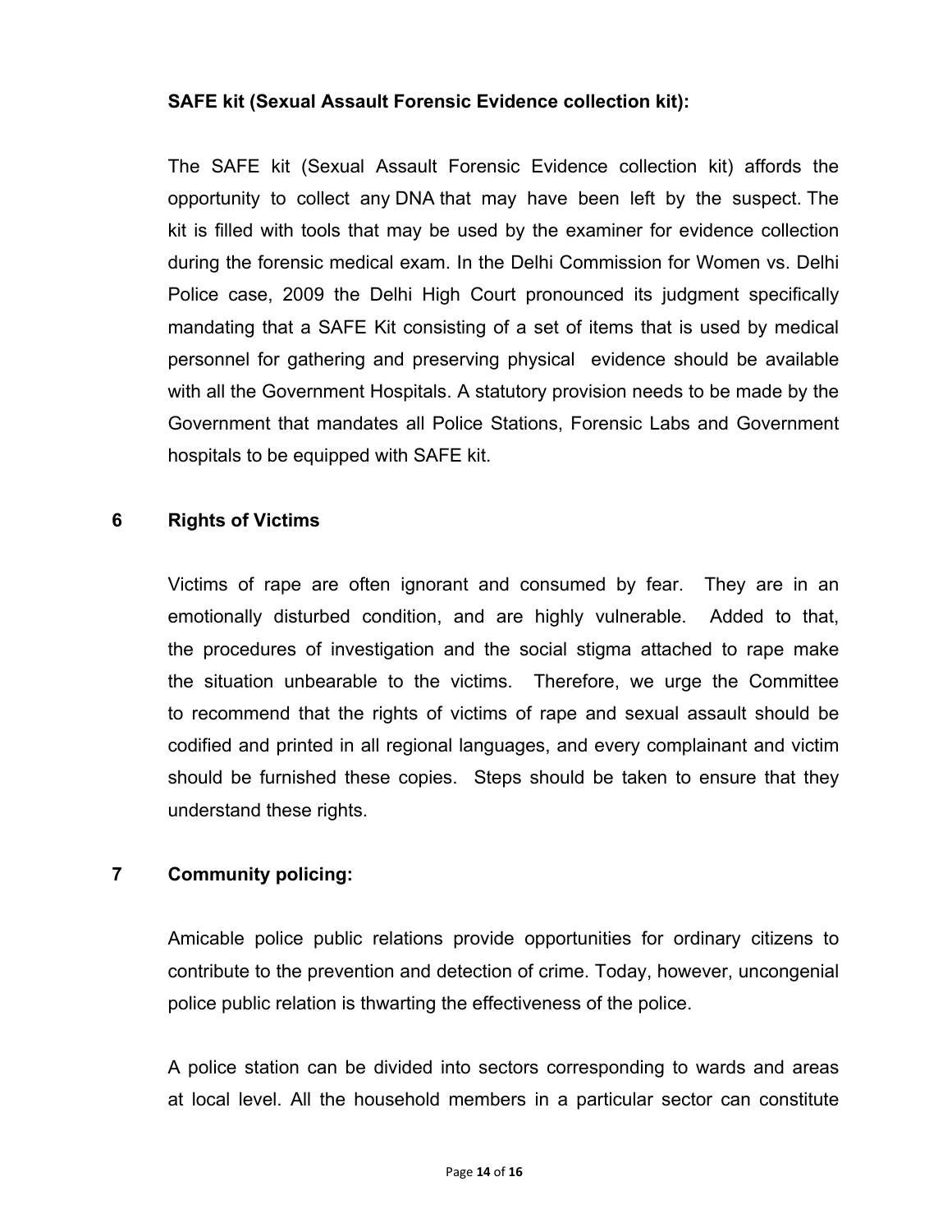**SAFE kit (Sexual Assault Forensic Evidence collection kit):**

The SAFE kit (Sexual Assault Forensic Evidence collection kit) affords the opportunity to collect any DNA that may have been left by the suspect. The kit is filled with tools that may be used by the examiner for evidence collection during the forensic medical exam. In the Delhi Commission for Women vs. Delhi Police case, 2009 the Delhi High Court pronounced its judgment specifically mandating that a SAFE Kit consisting of a set of items that is used by medical personnel for gathering and preserving physical evidence should be available with all the Government Hospitals. A statutory provision needs to be made by the Government that mandates all Police Stations, Forensic Labs and Government hospitals to be equipped with SAFE kit.

## 6 Rights of Victims

Victims of rape are often ignorant and consumed by fear. They are in an emotionally disturbed condition, and are highly vulnerable. Added to that, the procedures of investigation and the social stigma attached to rape make the situation unbearable to the victims. Therefore, we urge the Committee to recommend that the rights of victims of rape and sexual assault should be codified and printed in all regional languages, and every complainant and victim should be furnished these copies. Steps should be taken to ensure that they understand these rights.

## 7 Community policing:

Amicable police public relations provide opportunities for ordinary citizens to contribute to the prevention and detection of crime. Today, however, uncongenial police public relation is thwarting the effectiveness of the police.

A police station can be divided into sectors corresponding to wards and areas at local level. All the household members in a particular sector can constitute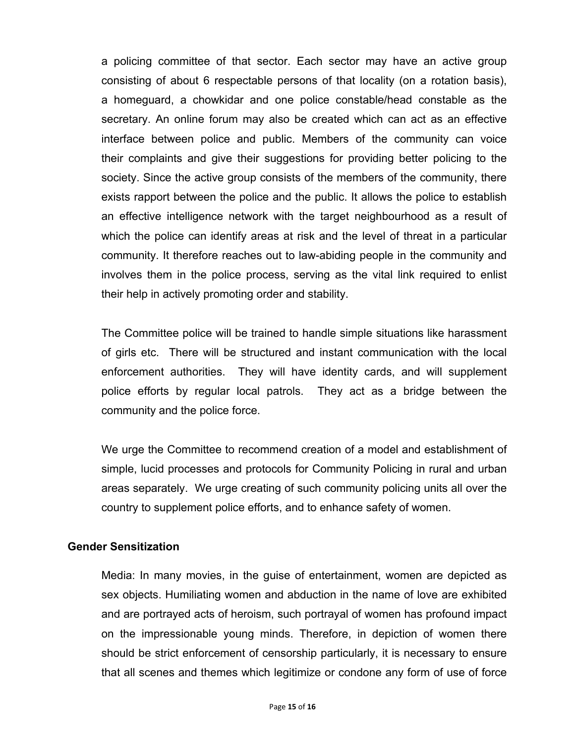a policing committee of that sector. Each sector may have an active group consisting of about 6 respectable persons of that locality (on a rotation basis), a homeguard, a chowkidar and one police constable/head constable as the secretary. An online forum may also be created which can act as an effective interface between police and public. Members of the community can voice their complaints and give their suggestions for providing better policing to the society. Since the active group consists of the members of the community, there exists rapport between the police and the public. It allows the police to establish an effective intelligence network with the target neighbourhood as a result of which the police can identify areas at risk and the level of threat in a particular community. It therefore reaches out to law-abiding people in the community and involves them in the police process, serving as the vital link required to enlist their help in actively promoting order and stability.

The Committee police will be trained to handle simple situations like harassment of girls etc. There will be structured and instant communication with the local enforcement authorities. They will have identity cards, and will supplement police efforts by regular local patrols. They act as a bridge between the community and the police force.

We urge the Committee to recommend creation of a model and establishment of simple, lucid processes and protocols for Community Policing in rural and urban areas separately. We urge creating of such community policing units all over the country to supplement police efforts, and to enhance safety of women.

**Gender Sensitization**

Media: In many movies, in the guise of entertainment, women are depicted as sex objects. Humiliating women and abduction in the name of love are exhibited and are portrayed acts of heroism, such portrayal of women has profound impact on the impressionable young minds. Therefore, in depiction of women there should be strict enforcement of censorship particularly, it is necessary to ensure that all scenes and themes which legitimize or condone any form of use of force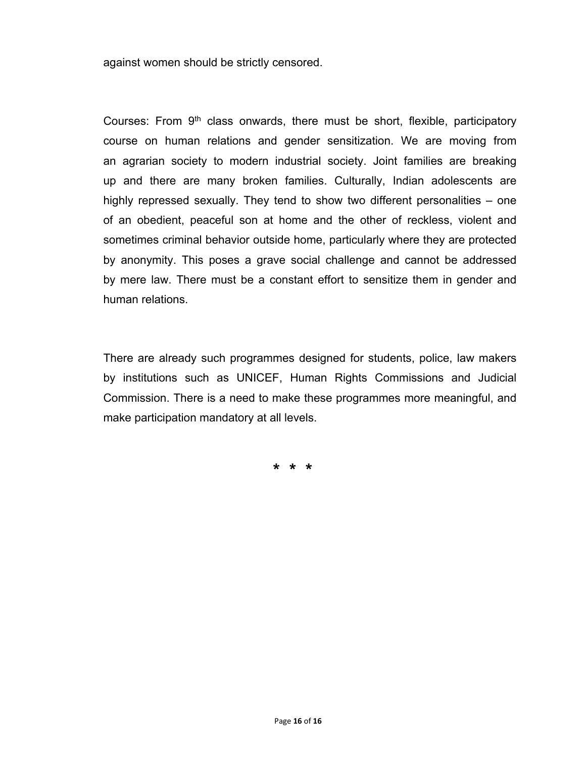against women should be strictly censored.

Courses: From 9th class onwards, there must be short, flexible, participatory course on human relations and gender sensitization. We are moving from an agrarian society to modern industrial society. Joint families are breaking up and there are many broken families. Culturally, Indian adolescents are highly repressed sexually. They tend to show two different personalities – one of an obedient, peaceful son at home and the other of reckless, violent and sometimes criminal behavior outside home, particularly where they are protected by anonymity. This poses a grave social challenge and cannot be addressed by mere law. There must be a constant effort to sensitize them in gender and human relations.

There are already such programmes designed for students, police, law makers by institutions such as UNICEF, Human Rights Commissions and Judicial Commission. There is a need to make these programmes more meaningful, and make participation mandatory at all levels.

* * *